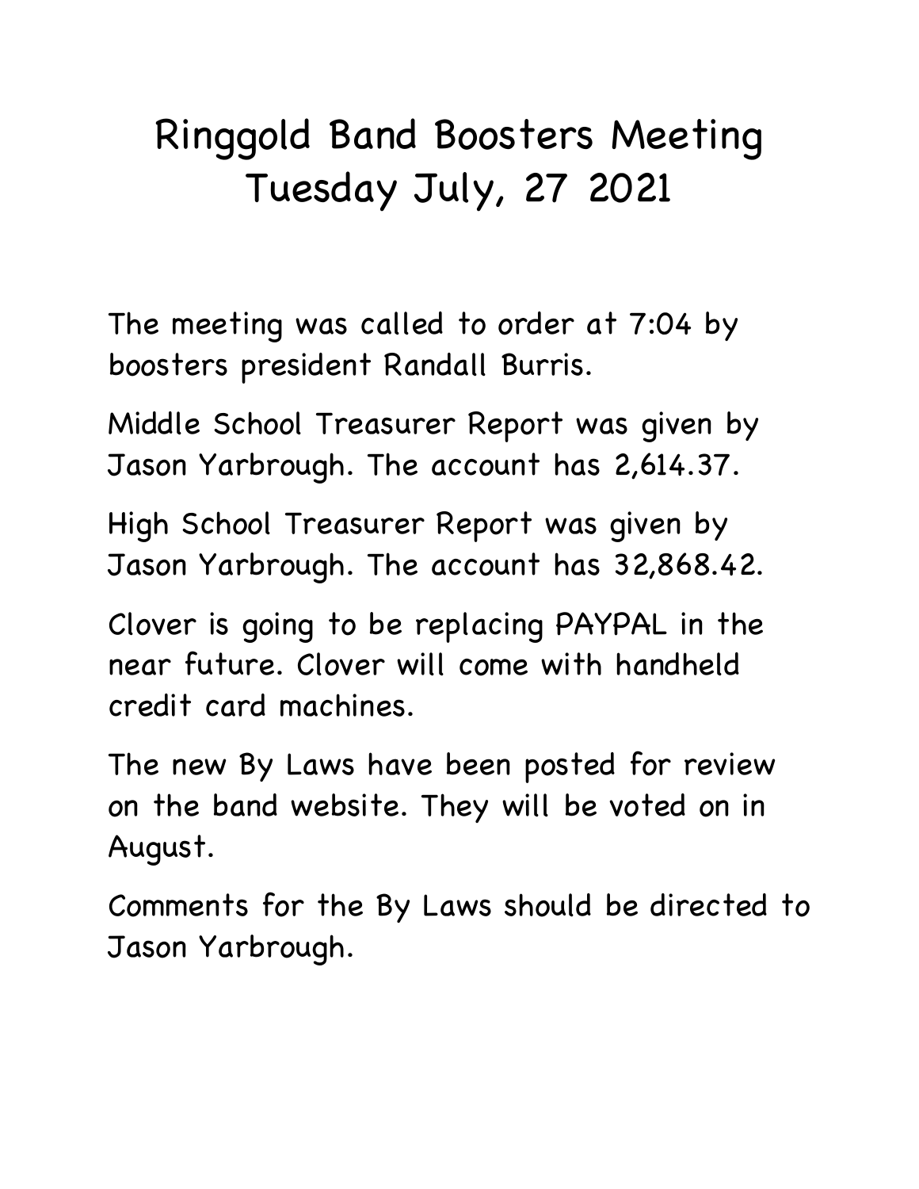# Ringgold Band Boosters Meeting
# Tuesday July, 27 2021

The meeting was called to order at 7:04 by boosters president Randall Burris.

Middle School Treasurer Report was given by Jason Yarbrough. The account has 2,614.37.

High School Treasurer Report was given by Jason Yarbrough. The account has 32,868.42.

Clover is going to be replacing PAYPAL in the near future. Clover will come with handheld credit card machines.

The new By Laws have been posted for review on the band website. They will be voted on in August.

Comments for the By Laws should be directed to Jason Yarbrough.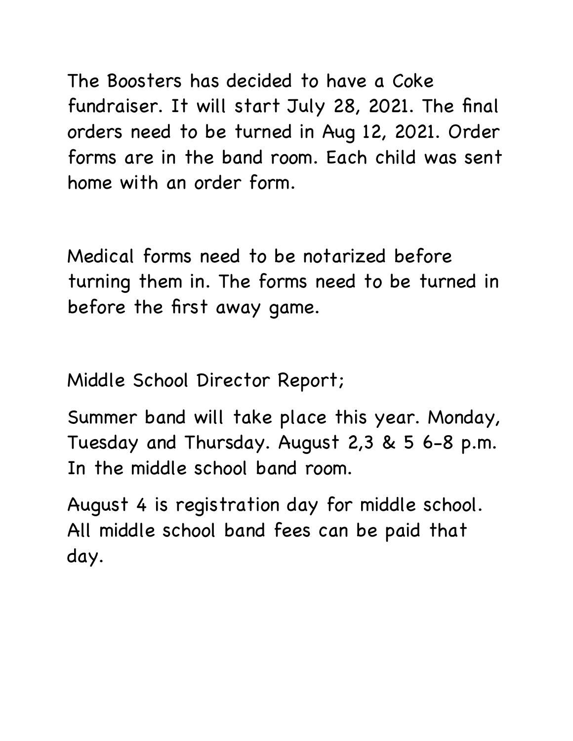The Boosters has decided to have a Coke fundraiser. It will start July 28, 2021. The final orders need to be turned in Aug 12, 2021. Order forms are in the band room. Each child was sent home with an order form.

Medical forms need to be notarized before turning them in. The forms need to be turned in before the first away game.

Middle School Director Report;

Summer band will take place this year. Monday, Tuesday and Thursday. August 2,3 & 5 6-8 p.m. In the middle school band room.

August 4 is registration day for middle school. All middle school band fees can be paid that day.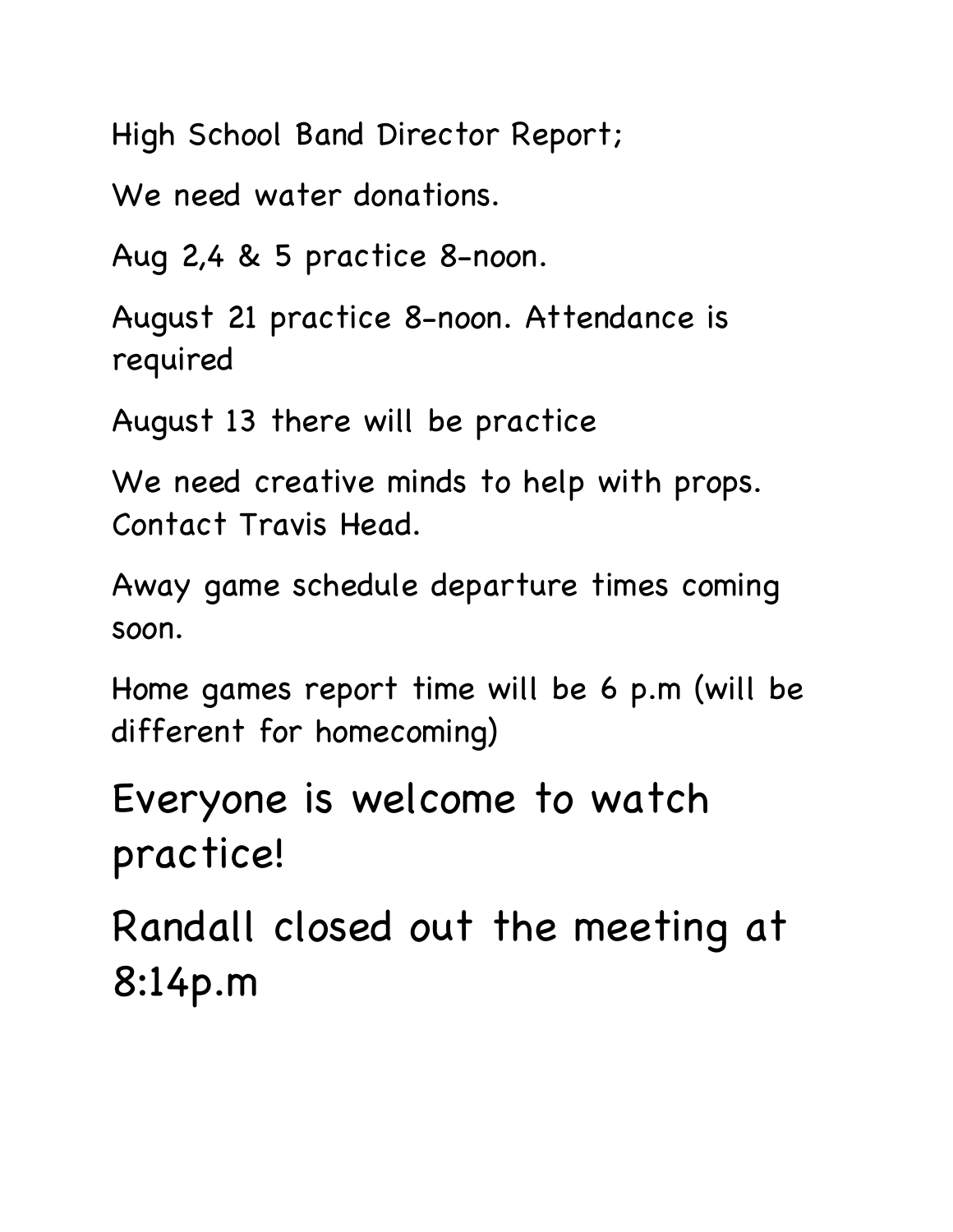High School Band Director Report;

We need water donations.

Aug 2,4 & 5 practice 8-noon.

August 21 practice 8-noon. Attendance is required

August 13 there will be practice

We need creative minds to help with props. Contact Travis Head.

Away game schedule departure times coming soon.

Home games report time will be 6 p.m (will be different for homecoming)

Everyone is welcome to watch practice!

Randall closed out the meeting at 8:14p.m